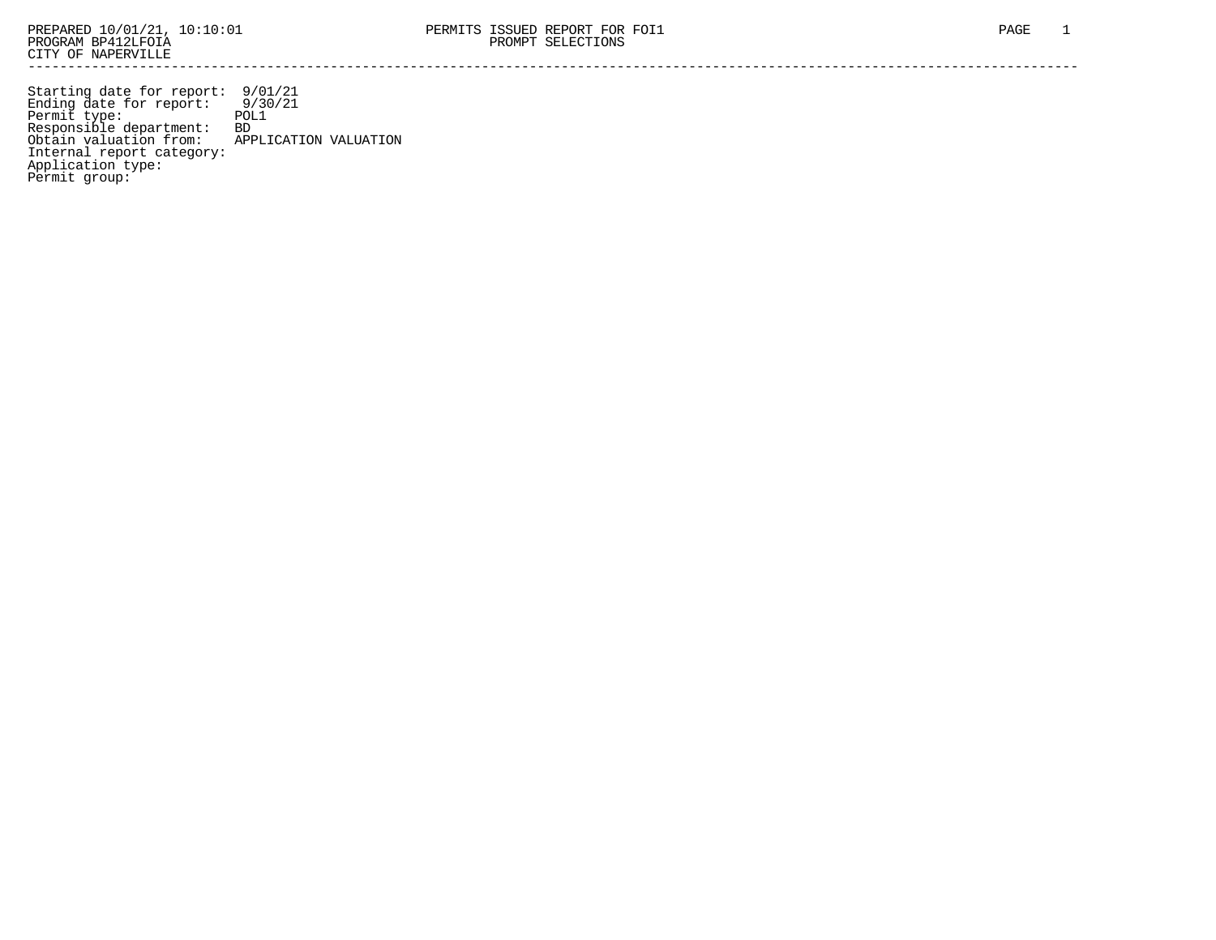PREPARED 10/01/21, 10:10:01 — PERMITS ISSUED REPORT FOR FOI1

PROGRAM BP412LFOIA — PROMPT SELECTIONS

CITY OF NAPERVILLE

---

Starting date for report: 9/01/21
Ending date for report: 9/30/21
Permit type: POL1
Responsible department: BD
Obtain valuation from: APPLICATION VALUATION
Internal report category:
Application type:
Permit group: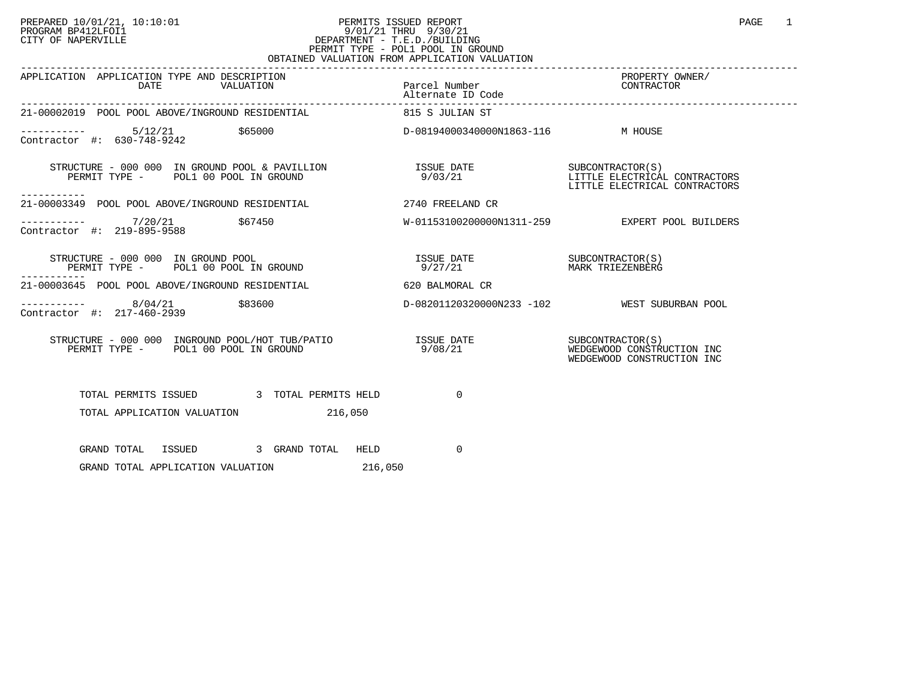PREPARED 10/01/21, 10:10:01
PROGRAM BP412LFOI1
CITY OF NAPERVILLE

PERMITS ISSUED REPORT
9/01/21 THRU 9/30/21
DEPARTMENT - T.E.D./BUILDING
PERMIT TYPE - POL1 POOL IN GROUND
OBTAINED VALUATION FROM APPLICATION VALUATION

| APPLICATION | APPLICATION TYPE AND DESCRIPTION / DATE / VALUATION | Parcel Number / Alternate ID Code | PROPERTY OWNER/ CONTRACTOR |
|---|---|---|---|
| 21-00002019 | POOL POOL ABOVE/INGROUND RESIDENTIAL | 815 S JULIAN ST | |
| ----------- Contractor #: 630-748-9242 | 5/12/21 $65000 | D-08194000340000N1863-116 | M HOUSE |
| | STRUCTURE - 000 000 IN GROUND POOL & PAVILLION<br>PERMIT TYPE - POL1 00 POOL IN GROUND | ISSUE DATE 9/03/21 | SUBCONTRACTOR(S)<br>LITTLE ELECTRICAL CONTRACTORS<br>LITTLE ELECTRICAL CONTRACTORS |
| 21-00003349 | POOL POOL ABOVE/INGROUND RESIDENTIAL | 2740 FREELAND CR | |
| ----------- Contractor #: 219-895-9588 | 7/20/21 $67450 | W-01153100200000N1311-259 | EXPERT POOL BUILDERS |
| | STRUCTURE - 000 000 IN GROUND POOL<br>PERMIT TYPE - POL1 00 POOL IN GROUND | ISSUE DATE 9/27/21 | SUBCONTRACTOR(S)<br>MARK TRIEZENBERG |
| 21-00003645 | POOL POOL ABOVE/INGROUND RESIDENTIAL | 620 BALMORAL CR | |
| ----------- Contractor #: 217-460-2939 | 8/04/21 $83600 | D-08201120320000N233 -102 | WEST SUBURBAN POOL |
| | STRUCTURE - 000 000 INGROUND POOL/HOT TUB/PATIO<br>PERMIT TYPE - POL1 00 POOL IN GROUND | ISSUE DATE 9/08/21 | SUBCONTRACTOR(S)<br>WEDGEWOOD CONSTRUCTION INC<br>WEDGEWOOD CONSTRUCTION INC |

TOTAL PERMITS ISSUED 3 TOTAL PERMITS HELD 0

TOTAL APPLICATION VALUATION 216,050

GRAND TOTAL ISSUED 3 GRAND TOTAL HELD 0

GRAND TOTAL APPLICATION VALUATION 216,050